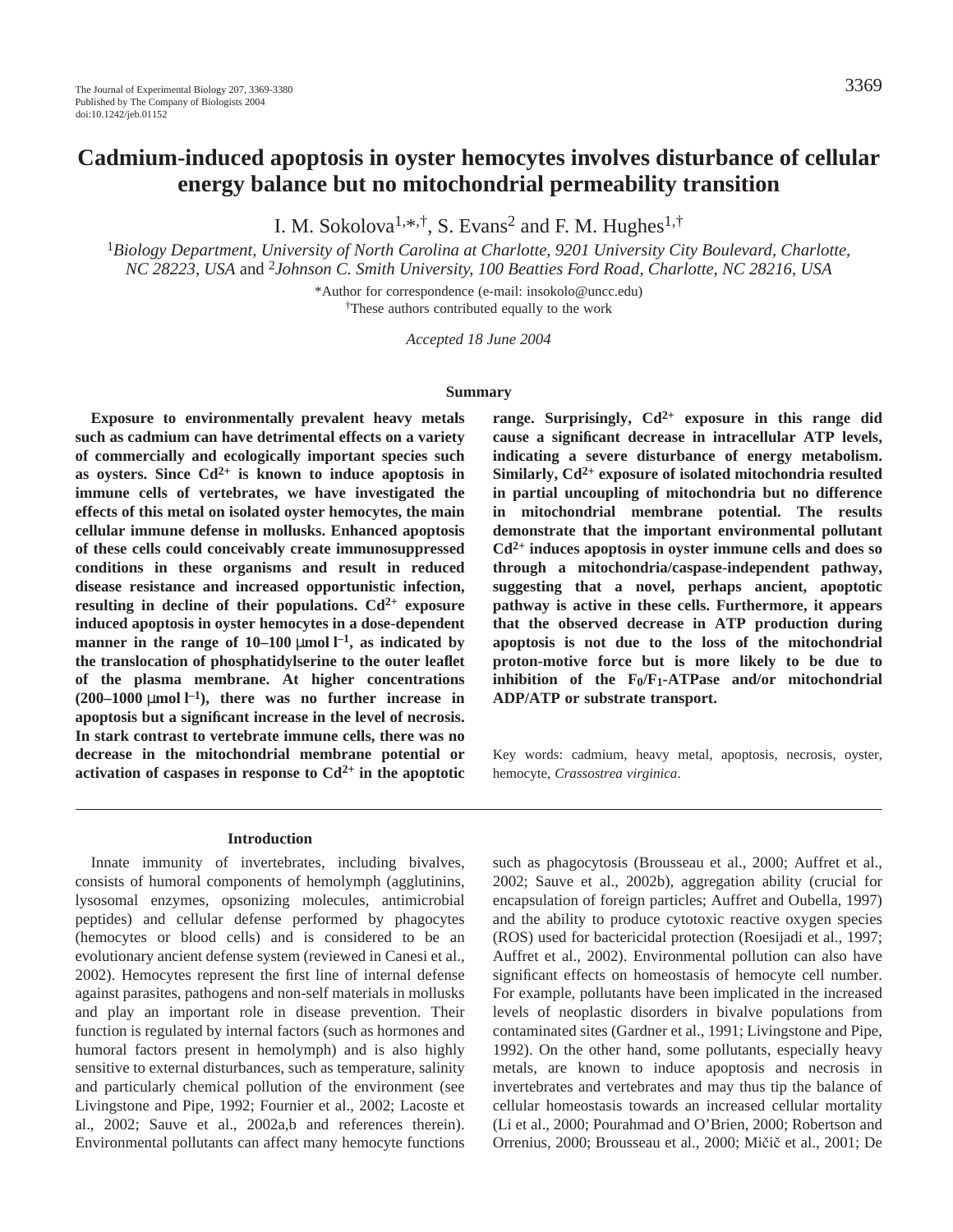# Cadmium-induced apoptosis in oyster hemocytes involves disturbance of cellular energy balance but no mitochondrial permeability transition

I. M. Sokolova[1,*,†], S. Evans[2] and F. M. Hughes[1,†]

[1]*Biology Department, University of North Carolina at Charlotte, 9201 University City Boulevard, Charlotte, NC 28223, USA* and [2]*Johnson C. Smith University, 100 Beatties Ford Road, Charlotte, NC 28216, USA*

*Author for correspondence (e-mail: insokolo@uncc.edu)

†These authors contributed equally to the work

*Accepted 18 June 2004*

## Summary

**Exposure to environmentally prevalent heavy metals such as cadmium can have detrimental effects on a variety of commercially and ecologically important species such as oysters. Since $Cd^{2+}$ is known to induce apoptosis in immune cells of vertebrates, we have investigated the effects of this metal on isolated oyster hemocytes, the main cellular immune defense in mollusks. Enhanced apoptosis of these cells could conceivably create immunosuppressed conditions in these organisms and result in reduced disease resistance and increased opportunistic infection, resulting in decline of their populations. $Cd^{2+}$ exposure induced apoptosis in oyster hemocytes in a dose-dependent manner in the range of 10–100 μmol $l^{-1}$, as indicated by the translocation of phosphatidylserine to the outer leaflet of the plasma membrane. At higher concentrations (200–1000 μmol $l^{-1}$), there was no further increase in apoptosis but a significant increase in the level of necrosis. In stark contrast to vertebrate immune cells, there was no decrease in the mitochondrial membrane potential or activation of caspases in response to $Cd^{2+}$ in the apoptotic range. Surprisingly, $Cd^{2+}$ exposure in this range did cause a significant decrease in intracellular ATP levels, indicating a severe disturbance of energy metabolism. Similarly, $Cd^{2+}$ exposure of isolated mitochondria resulted in partial uncoupling of mitochondria but no difference in mitochondrial membrane potential. The results demonstrate that the important environmental pollutant $Cd^{2+}$ induces apoptosis in oyster immune cells and does so through a mitochondria/caspase-independent pathway, suggesting that a novel, perhaps ancient, apoptotic pathway is active in these cells. Furthermore, it appears that the observed decrease in ATP production during apoptosis is not due to the loss of the mitochondrial proton-motive force but is more likely to be due to inhibition of the $F_0/F_1$-ATPase and/or mitochondrial ADP/ATP or substrate transport.**

Key words: cadmium, heavy metal, apoptosis, necrosis, oyster, hemocyte, *Crassostrea virginica*.

## Introduction

Innate immunity of invertebrates, including bivalves, consists of humoral components of hemolymph (agglutinins, lysosomal enzymes, opsonizing molecules, antimicrobial peptides) and cellular defense performed by phagocytes (hemocytes or blood cells) and is considered to be an evolutionary ancient defense system (reviewed in Canesi et al., 2002). Hemocytes represent the first line of internal defense against parasites, pathogens and non-self materials in mollusks and play an important role in disease prevention. Their function is regulated by internal factors (such as hormones and humoral factors present in hemolymph) and is also highly sensitive to external disturbances, such as temperature, salinity and particularly chemical pollution of the environment (see Livingstone and Pipe, 1992; Fournier et al., 2002; Lacoste et al., 2002; Sauve et al., 2002a,b and references therein). Environmental pollutants can affect many hemocyte functions such as phagocytosis (Brousseau et al., 2000; Auffret et al., 2002; Sauve et al., 2002b), aggregation ability (crucial for encapsulation of foreign particles; Auffret and Oubella, 1997) and the ability to produce cytotoxic reactive oxygen species (ROS) used for bactericidal protection (Roesijadi et al., 1997; Auffret et al., 2002). Environmental pollution can also have significant effects on homeostasis of hemocyte cell number. For example, pollutants have been implicated in the increased levels of neoplastic disorders in bivalve populations from contaminated sites (Gardner et al., 1991; Livingstone and Pipe, 1992). On the other hand, some pollutants, especially heavy metals, are known to induce apoptosis and necrosis in invertebrates and vertebrates and may thus tip the balance of cellular homeostasis towards an increased cellular mortality (Li et al., 2000; Pourahmad and O'Brien, 2000; Robertson and Orrenius, 2000; Brousseau et al., 2000; Mičič et al., 2001; De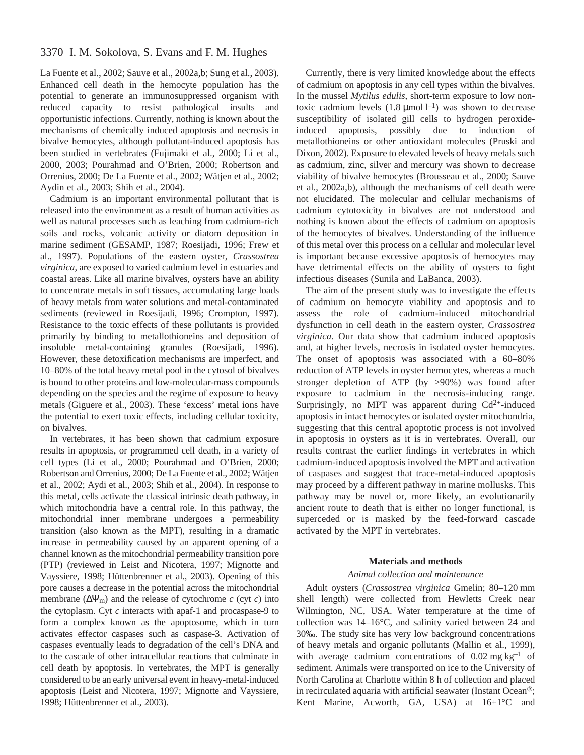La Fuente et al., 2002; Sauve et al., 2002a,b; Sung et al., 2003). Enhanced cell death in the hemocyte population has the potential to generate an immunosuppressed organism with reduced capacity to resist pathological insults and opportunistic infections. Currently, nothing is known about the mechanisms of chemically induced apoptosis and necrosis in bivalve hemocytes, although pollutant-induced apoptosis has been studied in vertebrates (Fujimaki et al., 2000; Li et al., 2000, 2003; Pourahmad and O'Brien, 2000; Robertson and Orrenius, 2000; De La Fuente et al., 2002; Wätjen et al., 2002; Aydin et al., 2003; Shih et al., 2004).

Cadmium is an important environmental pollutant that is released into the environment as a result of human activities as well as natural processes such as leaching from cadmium-rich soils and rocks, volcanic activity or diatom deposition in marine sediment (GESAMP, 1987; Roesijadi, 1996; Frew et al., 1997). Populations of the eastern oyster, *Crassostrea virginica*, are exposed to varied cadmium level in estuaries and coastal areas. Like all marine bivalves, oysters have an ability to concentrate metals in soft tissues, accumulating large loads of heavy metals from water solutions and metal-contaminated sediments (reviewed in Roesijadi, 1996; Crompton, 1997). Resistance to the toxic effects of these pollutants is provided primarily by binding to metallothioneins and deposition of insoluble metal-containing granules (Roesijadi, 1996). However, these detoxification mechanisms are imperfect, and 10–80% of the total heavy metal pool in the cytosol of bivalves is bound to other proteins and low-molecular-mass compounds depending on the species and the regime of exposure to heavy metals (Giguere et al., 2003). These 'excess' metal ions have the potential to exert toxic effects, including cellular toxicity, on bivalves.

In vertebrates, it has been shown that cadmium exposure results in apoptosis, or programmed cell death, in a variety of cell types (Li et al., 2000; Pourahmad and O'Brien, 2000; Robertson and Orrenius, 2000; De La Fuente et al., 2002; Wätjen et al., 2002; Aydi et al., 2003; Shih et al., 2004). In response to this metal, cells activate the classical intrinsic death pathway, in which mitochondria have a central role. In this pathway, the mitochondrial inner membrane undergoes a permeability transition (also known as the MPT), resulting in a dramatic increase in permeability caused by an apparent opening of a channel known as the mitochondrial permeability transition pore (PTP) (reviewed in Leist and Nicotera, 1997; Mignotte and Vayssiere, 1998; Hüttenbrenner et al., 2003). Opening of this pore causes a decrease in the potential across the mitochondrial membrane ($\Delta\Psi_m$) and the release of cytochrome *c* (cyt *c*) into the cytoplasm. Cyt *c* interacts with apaf-1 and procaspase-9 to form a complex known as the apoptosome, which in turn activates effector caspases such as caspase-3. Activation of caspases eventually leads to degradation of the cell's DNA and to the cascade of other intracellular reactions that culminate in cell death by apoptosis. In vertebrates, the MPT is generally considered to be an early universal event in heavy-metal-induced apoptosis (Leist and Nicotera, 1997; Mignotte and Vayssiere, 1998; Hüttenbrenner et al., 2003).

Currently, there is very limited knowledge about the effects of cadmium on apoptosis in any cell types within the bivalves. In the mussel *Mytilus edulis*, short-term exposure to low non-toxic cadmium levels (1.8 $\mu$mol l$^{-1}$) was shown to decrease susceptibility of isolated gill cells to hydrogen peroxide-induced apoptosis, possibly due to induction of metallothioneins or other antioxidant molecules (Pruski and Dixon, 2002). Exposure to elevated levels of heavy metals such as cadmium, zinc, silver and mercury was shown to decrease viability of bivalve hemocytes (Brousseau et al., 2000; Sauve et al., 2002a,b), although the mechanisms of cell death were not elucidated. The molecular and cellular mechanisms of cadmium cytotoxicity in bivalves are not understood and nothing is known about the effects of cadmium on apoptosis of the hemocytes of bivalves. Understanding of the influence of this metal over this process on a cellular and molecular level is important because excessive apoptosis of hemocytes may have detrimental effects on the ability of oysters to fight infectious diseases (Sunila and LaBanca, 2003).

The aim of the present study was to investigate the effects of cadmium on hemocyte viability and apoptosis and to assess the role of cadmium-induced mitochondrial dysfunction in cell death in the eastern oyster, *Crassostrea virginica*. Our data show that cadmium induced apoptosis and, at higher levels, necrosis in isolated oyster hemocytes. The onset of apoptosis was associated with a 60–80% reduction of ATP levels in oyster hemocytes, whereas a much stronger depletion of ATP (by >90%) was found after exposure to cadmium in the necrosis-inducing range. Surprisingly, no MPT was apparent during $Cd^{2+}$-induced apoptosis in intact hemocytes or isolated oyster mitochondria, suggesting that this central apoptotic process is not involved in apoptosis in oysters as it is in vertebrates. Overall, our results contrast the earlier findings in vertebrates in which cadmium-induced apoptosis involved the MPT and activation of caspases and suggest that trace-metal-induced apoptosis may proceed by a different pathway in marine mollusks. This pathway may be novel or, more likely, an evolutionarily ancient route to death that is either no longer functional, is superceded or is masked by the feed-forward cascade activated by the MPT in vertebrates.

## Materials and methods

### *Animal collection and maintenance*

Adult oysters (*Crassostrea virginica* Gmelin; 80–120 mm shell length) were collected from Hewletts Creek near Wilmington, NC, USA. Water temperature at the time of collection was 14–16°C, and salinity varied between 24 and 30‰. The study site has very low background concentrations of heavy metals and organic pollutants (Mallin et al., 1999), with average cadmium concentrations of 0.02 mg kg$^{-1}$ of sediment. Animals were transported on ice to the University of North Carolina at Charlotte within 8 h of collection and placed in recirculated aquaria with artificial seawater (Instant Ocean®; Kent Marine, Acworth, GA, USA) at 16±1°C and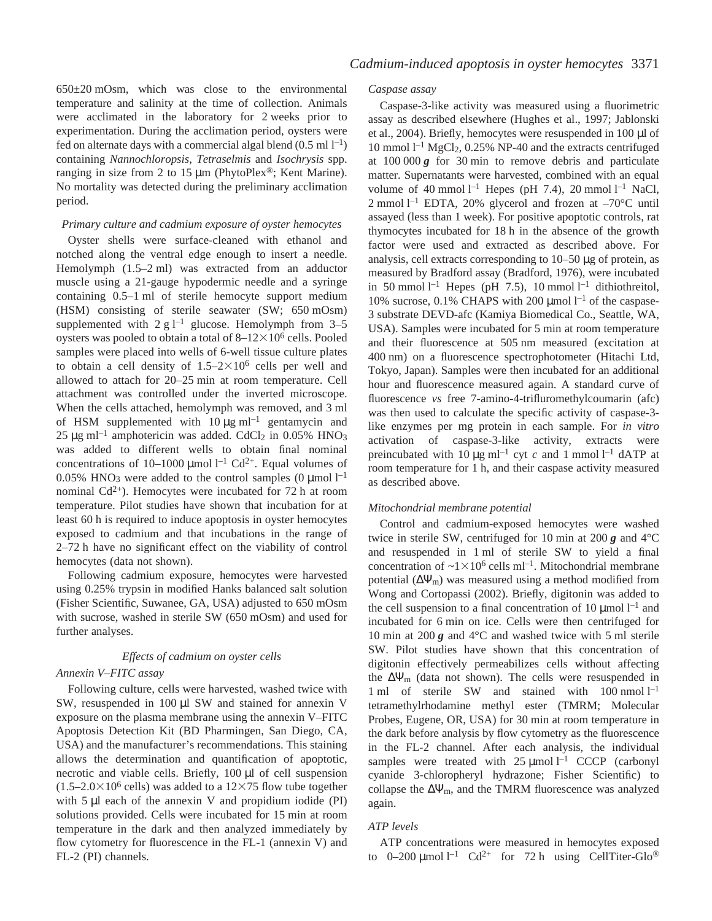650±20 mOsm, which was close to the environmental temperature and salinity at the time of collection. Animals were acclimated in the laboratory for 2 weeks prior to experimentation. During the acclimation period, oysters were fed on alternate days with a commercial algal blend (0.5 ml $l^{-1}$) containing *Nannochloropsis*, *Tetraselmis* and *Isochrysis* spp. ranging in size from 2 to 15 μm (PhytoPlex®; Kent Marine). No mortality was detected during the preliminary acclimation period.

### *Primary culture and cadmium exposure of oyster hemocytes*

Oyster shells were surface-cleaned with ethanol and notched along the ventral edge enough to insert a needle. Hemolymph (1.5–2 ml) was extracted from an adductor muscle using a 21-gauge hypodermic needle and a syringe containing 0.5–1 ml of sterile hemocyte support medium (HSM) consisting of sterile seawater (SW; 650 mOsm) supplemented with 2 g $l^{-1}$ glucose. Hemolymph from 3–5 oysters was pooled to obtain a total of 8–12$\times 10^6$ cells. Pooled samples were placed into wells of 6-well tissue culture plates to obtain a cell density of 1.5–2$\times 10^6$ cells per well and allowed to attach for 20–25 min at room temperature. Cell attachment was controlled under the inverted microscope. When the cells attached, hemolymph was removed, and 3 ml of HSM supplemented with 10 μg $ml^{-1}$ gentamycin and 25 μg $ml^{-1}$ amphotericin was added. $CdCl_2$ in 0.05% $HNO_3$ was added to different wells to obtain final nominal concentrations of 10–1000 μmol $l^{-1}$ $Cd^{2+}$. Equal volumes of 0.05% $HNO_3$ were added to the control samples (0 μmol $l^{-1}$ nominal $Cd^{2+}$). Hemocytes were incubated for 72 h at room temperature. Pilot studies have shown that incubation for at least 60 h is required to induce apoptosis in oyster hemocytes exposed to cadmium and that incubations in the range of 2–72 h have no significant effect on the viability of control hemocytes (data not shown).

Following cadmium exposure, hemocytes were harvested using 0.25% trypsin in modified Hanks balanced salt solution (Fisher Scientific, Suwanee, GA, USA) adjusted to 650 mOsm with sucrose, washed in sterile SW (650 mOsm) and used for further analyses.

## *Effects of cadmium on oyster cells*

### *Annexin V–FITC assay*

Following culture, cells were harvested, washed twice with SW, resuspended in 100 μl SW and stained for annexin V exposure on the plasma membrane using the annexin V–FITC Apoptosis Detection Kit (BD Pharmingen, San Diego, CA, USA) and the manufacturer's recommendations. This staining allows the determination and quantification of apoptotic, necrotic and viable cells. Briefly, 100 μl of cell suspension (1.5–2.0$\times 10^6$ cells) was added to a 12$\times$75 flow tube together with 5 μl each of the annexin V and propidium iodide (PI) solutions provided. Cells were incubated for 15 min at room temperature in the dark and then analyzed immediately by flow cytometry for fluorescence in the FL-1 (annexin V) and FL-2 (PI) channels.

### *Caspase assay*

Caspase-3-like activity was measured using a fluorimetric assay as described elsewhere (Hughes et al., 1997; Jablonski et al., 2004). Briefly, hemocytes were resuspended in 100 μl of 10 mmol $l^{-1}$ $MgCl_2$, 0.25% NP-40 and the extracts centrifuged at 100 000 ***g*** for 30 min to remove debris and particulate matter. Supernatants were harvested, combined with an equal volume of 40 mmol $l^{-1}$ Hepes (pH 7.4), 20 mmol $l^{-1}$ NaCl, 2 mmol $l^{-1}$ EDTA, 20% glycerol and frozen at –70°C until assayed (less than 1 week). For positive apoptotic controls, rat thymocytes incubated for 18 h in the absence of the growth factor were used and extracted as described above. For analysis, cell extracts corresponding to 10–50 μg of protein, as measured by Bradford assay (Bradford, 1976), were incubated in 50 mmol $l^{-1}$ Hepes (pH 7.5), 10 mmol $l^{-1}$ dithiothreitol, 10% sucrose, 0.1% CHAPS with 200 μmol $l^{-1}$ of the caspase-3 substrate DEVD-afc (Kamiya Biomedical Co., Seattle, WA, USA). Samples were incubated for 5 min at room temperature and their fluorescence at 505 nm measured (excitation at 400 nm) on a fluorescence spectrophotometer (Hitachi Ltd, Tokyo, Japan). Samples were then incubated for an additional hour and fluorescence measured again. A standard curve of fluorescence *vs* free 7-amino-4-trifluromethylcoumarin (afc) was then used to calculate the specific activity of caspase-3-like enzymes per mg protein in each sample. For *in vitro* activation of caspase-3-like activity, extracts were preincubated with 10 μg $ml^{-1}$ cyt *c* and 1 mmol $l^{-1}$ dATP at room temperature for 1 h, and their caspase activity measured as described above.

### *Mitochondrial membrane potential*

Control and cadmium-exposed hemocytes were washed twice in sterile SW, centrifuged for 10 min at 200 ***g*** and 4°C and resuspended in 1 ml of sterile SW to yield a final concentration of ~1$\times 10^6$ cells $ml^{-1}$. Mitochondrial membrane potential ($\Delta\Psi_m$) was measured using a method modified from Wong and Cortopassi (2002). Briefly, digitonin was added to the cell suspension to a final concentration of 10 μmol $l^{-1}$ and incubated for 6 min on ice. Cells were then centrifuged for 10 min at 200 ***g*** and 4°C and washed twice with 5 ml sterile SW. Pilot studies have shown that this concentration of digitonin effectively permeabilizes cells without affecting the $\Delta\Psi_m$ (data not shown). The cells were resuspended in 1 ml of sterile SW and stained with 100 nmol $l^{-1}$ tetramethylrhodamine methyl ester (TMRM; Molecular Probes, Eugene, OR, USA) for 30 min at room temperature in the dark before analysis by flow cytometry as the fluorescence in the FL-2 channel. After each analysis, the individual samples were treated with 25 μmol $l^{-1}$ CCCP (carbonyl cyanide 3-chloropheryl hydrazone; Fisher Scientific) to collapse the $\Delta\Psi_m$, and the TMRM fluorescence was analyzed again.

### *ATP levels*

ATP concentrations were measured in hemocytes exposed to 0–200 μmol $l^{-1}$ $Cd^{2+}$ for 72 h using CellTiter-Glo®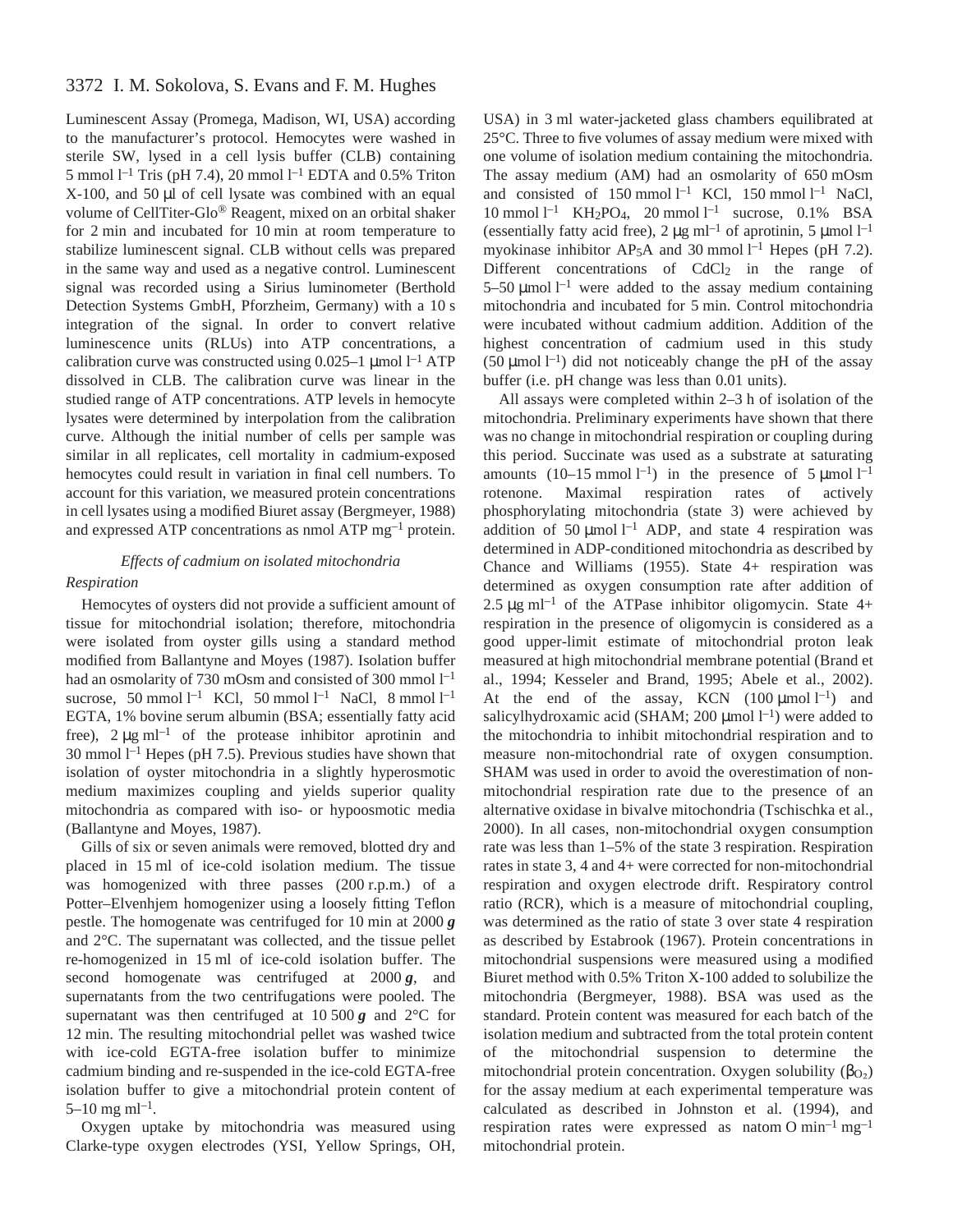Luminescent Assay (Promega, Madison, WI, USA) according to the manufacturer's protocol. Hemocytes were washed in sterile SW, lysed in a cell lysis buffer (CLB) containing 5 mmol $l^{-1}$ Tris (pH 7.4), 20 mmol $l^{-1}$ EDTA and 0.5% Triton X-100, and 50 µl of cell lysate was combined with an equal volume of CellTiter-Glo® Reagent, mixed on an orbital shaker for 2 min and incubated for 10 min at room temperature to stabilize luminescent signal. CLB without cells was prepared in the same way and used as a negative control. Luminescent signal was recorded using a Sirius luminometer (Berthold Detection Systems GmbH, Pforzheim, Germany) with a 10 s integration of the signal. In order to convert relative luminescence units (RLUs) into ATP concentrations, a calibration curve was constructed using 0.025–1 µmol $l^{-1}$ ATP dissolved in CLB. The calibration curve was linear in the studied range of ATP concentrations. ATP levels in hemocyte lysates were determined by interpolation from the calibration curve. Although the initial number of cells per sample was similar in all replicates, cell mortality in cadmium-exposed hemocytes could result in variation in final cell numbers. To account for this variation, we measured protein concentrations in cell lysates using a modified Biuret assay (Bergmeyer, 1988) and expressed ATP concentrations as nmol ATP $mg^{-1}$ protein.

### *Effects of cadmium on isolated mitochondria*

#### *Respiration*

Hemocytes of oysters did not provide a sufficient amount of tissue for mitochondrial isolation; therefore, mitochondria were isolated from oyster gills using a standard method modified from Ballantyne and Moyes (1987). Isolation buffer had an osmolarity of 730 mOsm and consisted of 300 mmol $l^{-1}$ sucrose, 50 mmol $l^{-1}$ KCl, 50 mmol $l^{-1}$ NaCl, 8 mmol $l^{-1}$ EGTA, 1% bovine serum albumin (BSA; essentially fatty acid free), 2 µg $ml^{-1}$ of the protease inhibitor aprotinin and 30 mmol $l^{-1}$ Hepes (pH 7.5). Previous studies have shown that isolation of oyster mitochondria in a slightly hyperosmotic medium maximizes coupling and yields superior quality mitochondria as compared with iso- or hypoosmotic media (Ballantyne and Moyes, 1987).

Gills of six or seven animals were removed, blotted dry and placed in 15 ml of ice-cold isolation medium. The tissue was homogenized with three passes (200 r.p.m.) of a Potter–Elvenhjem homogenizer using a loosely fitting Teflon pestle. The homogenate was centrifuged for 10 min at 2000 ***g*** and 2°C. The supernatant was collected, and the tissue pellet re-homogenized in 15 ml of ice-cold isolation buffer. The second homogenate was centrifuged at 2000 ***g***, and supernatants from the two centrifugations were pooled. The supernatant was then centrifuged at 10 500 ***g*** and 2°C for 12 min. The resulting mitochondrial pellet was washed twice with ice-cold EGTA-free isolation buffer to minimize cadmium binding and re-suspended in the ice-cold EGTA-free isolation buffer to give a mitochondrial protein content of 5–10 mg $ml^{-1}$.

Oxygen uptake by mitochondria was measured using Clarke-type oxygen electrodes (YSI, Yellow Springs, OH, USA) in 3 ml water-jacketed glass chambers equilibrated at 25°C. Three to five volumes of assay medium were mixed with one volume of isolation medium containing the mitochondria. The assay medium (AM) had an osmolarity of 650 mOsm and consisted of 150 mmol $l^{-1}$ KCl, 150 mmol $l^{-1}$ NaCl, 10 mmol $l^{-1}$ $KH_2PO_4$, 20 mmol $l^{-1}$ sucrose, 0.1% BSA (essentially fatty acid free), 2 µg $ml^{-1}$ of aprotinin, 5 µmol $l^{-1}$ myokinase inhibitor $AP_5A$ and 30 mmol $l^{-1}$ Hepes (pH 7.2). Different concentrations of $CdCl_2$ in the range of 5–50 µmol $l^{-1}$ were added to the assay medium containing mitochondria and incubated for 5 min. Control mitochondria were incubated without cadmium addition. Addition of the highest concentration of cadmium used in this study (50 µmol $l^{-1}$) did not noticeably change the pH of the assay buffer (i.e. pH change was less than 0.01 units).

All assays were completed within 2–3 h of isolation of the mitochondria. Preliminary experiments have shown that there was no change in mitochondrial respiration or coupling during this period. Succinate was used as a substrate at saturating amounts (10–15 mmol $l^{-1}$) in the presence of 5 µmol $l^{-1}$ rotenone. Maximal respiration rates of actively phosphorylating mitochondria (state 3) were achieved by addition of 50 µmol $l^{-1}$ ADP, and state 4 respiration was determined in ADP-conditioned mitochondria as described by Chance and Williams (1955). State 4+ respiration was determined as oxygen consumption rate after addition of 2.5 µg $ml^{-1}$ of the ATPase inhibitor oligomycin. State 4+ respiration in the presence of oligomycin is considered as a good upper-limit estimate of mitochondrial proton leak measured at high mitochondrial membrane potential (Brand et al., 1994; Kesseler and Brand, 1995; Abele et al., 2002). At the end of the assay, KCN (100 µmol $l^{-1}$) and salicylhydroxamic acid (SHAM; 200 µmol $l^{-1}$) were added to the mitochondria to inhibit mitochondrial respiration and to measure non-mitochondrial rate of oxygen consumption. SHAM was used in order to avoid the overestimation of non-mitochondrial respiration rate due to the presence of an alternative oxidase in bivalve mitochondria (Tschischka et al., 2000). In all cases, non-mitochondrial oxygen consumption rate was less than 1–5% of the state 3 respiration. Respiration rates in state 3, 4 and 4+ were corrected for non-mitochondrial respiration and oxygen electrode drift. Respiratory control ratio (RCR), which is a measure of mitochondrial coupling, was determined as the ratio of state 3 over state 4 respiration as described by Estabrook (1967). Protein concentrations in mitochondrial suspensions were measured using a modified Biuret method with 0.5% Triton X-100 added to solubilize the mitochondria (Bergmeyer, 1988). BSA was used as the standard. Protein content was measured for each batch of the isolation medium and subtracted from the total protein content of the mitochondrial suspension to determine the mitochondrial protein concentration. Oxygen solubility ($\beta_{O_2}$) for the assay medium at each experimental temperature was calculated as described in Johnston et al. (1994), and respiration rates were expressed as natom O $min^{-1}$ $mg^{-1}$ mitochondrial protein.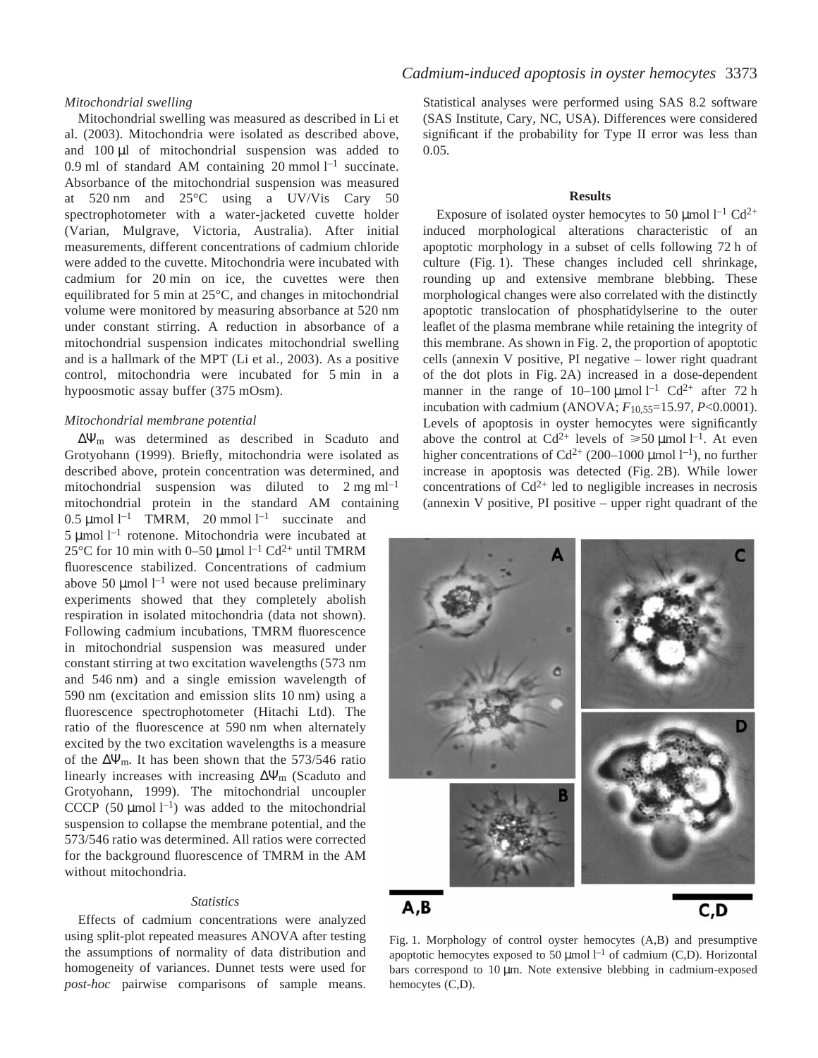### *Mitochondrial swelling*

Mitochondrial swelling was measured as described in Li et al. (2003). Mitochondria were isolated as described above, and 100 μl of mitochondrial suspension was added to 0.9 ml of standard AM containing 20 mmol $l^{-1}$ succinate. Absorbance of the mitochondrial suspension was measured at 520 nm and 25°C using a UV/Vis Cary 50 spectrophotometer with a water-jacketed cuvette holder (Varian, Mulgrave, Victoria, Australia). After initial measurements, different concentrations of cadmium chloride were added to the cuvette. Mitochondria were incubated with cadmium for 20 min on ice, the cuvettes were then equilibrated for 5 min at 25°C, and changes in mitochondrial volume were monitored by measuring absorbance at 520 nm under constant stirring. A reduction in absorbance of a mitochondrial suspension indicates mitochondrial swelling and is a hallmark of the MPT (Li et al., 2003). As a positive control, mitochondria were incubated for 5 min in a hypoosmotic assay buffer (375 mOsm).

### *Mitochondrial membrane potential*

$\Delta\Psi_m$ was determined as described in Scaduto and Grotyohann (1999). Briefly, mitochondria were isolated as described above, protein concentration was determined, and mitochondrial suspension was diluted to 2 mg $ml^{-1}$ mitochondrial protein in the standard AM containing 0.5 μmol $l^{-1}$ TMRM, 20 mmol $l^{-1}$ succinate and 5 μmol $l^{-1}$ rotenone. Mitochondria were incubated at 25°C for 10 min with 0–50 μmol $l^{-1}$ $Cd^{2+}$ until TMRM fluorescence stabilized. Concentrations of cadmium above 50 μmol $l^{-1}$ were not used because preliminary experiments showed that they completely abolish respiration in isolated mitochondria (data not shown). Following cadmium incubations, TMRM fluorescence in mitochondrial suspension was measured under constant stirring at two excitation wavelengths (573 nm and 546 nm) and a single emission wavelength of 590 nm (excitation and emission slits 10 nm) using a fluorescence spectrophotometer (Hitachi Ltd). The ratio of the fluorescence at 590 nm when alternately excited by the two excitation wavelengths is a measure of the $\Delta\Psi_m$. It has been shown that the 573/546 ratio linearly increases with increasing $\Delta\Psi_m$ (Scaduto and Grotyohann, 1999). The mitochondrial uncoupler CCCP (50 μmol $l^{-1}$) was added to the mitochondrial suspension to collapse the membrane potential, and the 573/546 ratio was determined. All ratios were corrected for the background fluorescence of TMRM in the AM without mitochondria.

### *Statistics*

Effects of cadmium concentrations were analyzed using split-plot repeated measures ANOVA after testing the assumptions of normality of data distribution and homogeneity of variances. Dunnet tests were used for *post-hoc* pairwise comparisons of sample means. Statistical analyses were performed using SAS 8.2 software (SAS Institute, Cary, NC, USA). Differences were considered significant if the probability for Type II error was less than 0.05.

## Results

Exposure of isolated oyster hemocytes to 50 μmol $l^{-1}$ $Cd^{2+}$ induced morphological alterations characteristic of an apoptotic morphology in a subset of cells following 72 h of culture (Fig. 1). These changes included cell shrinkage, rounding up and extensive membrane blebbing. These morphological changes were also correlated with the distinctly apoptotic translocation of phosphatidylserine to the outer leaflet of the plasma membrane while retaining the integrity of this membrane. As shown in Fig. 2, the proportion of apoptotic cells (annexin V positive, PI negative – lower right quadrant of the dot plots in Fig. 2A) increased in a dose-dependent manner in the range of 10–100 μmol $l^{-1}$ $Cd^{2+}$ after 72 h incubation with cadmium (ANOVA; $F_{10,55}$=15.97, $P$<0.0001). Levels of apoptosis in oyster hemocytes were significantly above the control at $Cd^{2+}$ levels of ⩾50 μmol $l^{-1}$. At even higher concentrations of $Cd^{2+}$ (200–1000 μmol $l^{-1}$), no further increase in apoptosis was detected (Fig. 2B). While lower concentrations of $Cd^{2+}$ led to negligible increases in necrosis (annexin V positive, PI positive – upper right quadrant of the

Fig. 1. Morphology of control oyster hemocytes (A,B) and presumptive apoptotic hemocytes exposed to 50 μmol $l^{-1}$ of cadmium (C,D). Horizontal bars correspond to 10 μm. Note extensive blebbing in cadmium-exposed hemocytes (C,D).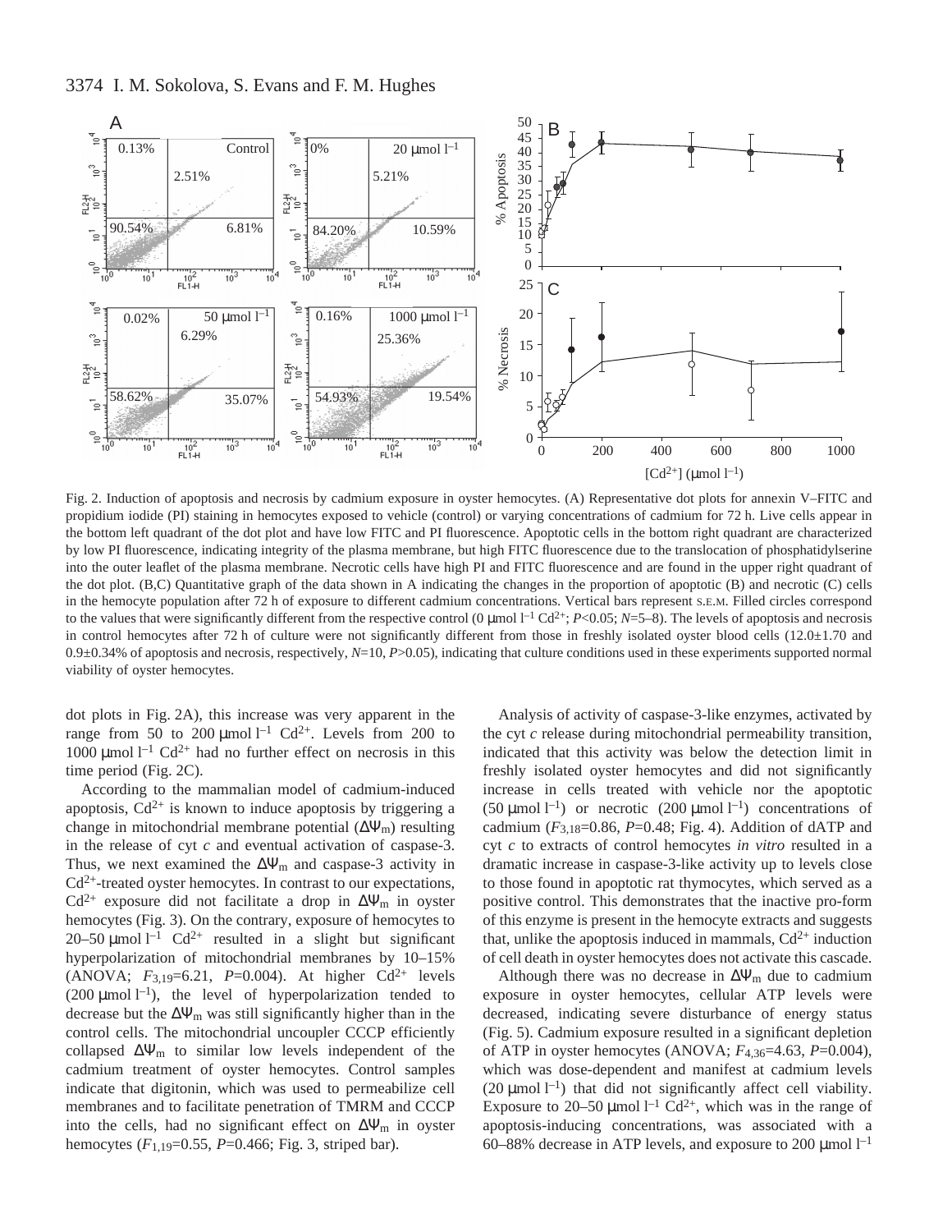Fig. 2. Induction of apoptosis and necrosis by cadmium exposure in oyster hemocytes. (A) Representative dot plots for annexin V–FITC and propidium iodide (PI) staining in hemocytes exposed to vehicle (control) or varying concentrations of cadmium for 72 h. Live cells appear in the bottom left quadrant of the dot plot and have low FITC and PI fluorescence. Apoptotic cells in the bottom right quadrant are characterized by low PI fluorescence, indicating integrity of the plasma membrane, but high FITC fluorescence due to the translocation of phosphatidylserine into the outer leaflet of the plasma membrane. Necrotic cells have high PI and FITC fluorescence and are found in the upper right quadrant of the dot plot. (B,C) Quantitative graph of the data shown in A indicating the changes in the proportion of apoptotic (B) and necrotic (C) cells in the hemocyte population after 72 h of exposure to different cadmium concentrations. Vertical bars represent S.E.M. Filled circles correspond to the values that were significantly different from the respective control (0 μmol $l^{-1}$ $Cd^{2+}$; $P<0.05$; $N=5–8$). The levels of apoptosis and necrosis in control hemocytes after 72 h of culture were not significantly different from those in freshly isolated oyster blood cells (12.0±1.70 and 0.9±0.34% of apoptosis and necrosis, respectively, $N=10$, $P>0.05$), indicating that culture conditions used in these experiments supported normal viability of oyster hemocytes.

dot plots in Fig. 2A), this increase was very apparent in the range from 50 to 200 μmol $l^{-1}$ $Cd^{2+}$. Levels from 200 to 1000 μmol $l^{-1}$ $Cd^{2+}$ had no further effect on necrosis in this time period (Fig. 2C).

According to the mammalian model of cadmium-induced apoptosis, $Cd^{2+}$ is known to induce apoptosis by triggering a change in mitochondrial membrane potential ($\Delta\Psi_m$) resulting in the release of cyt *c* and eventual activation of caspase-3. Thus, we next examined the $\Delta\Psi_m$ and caspase-3 activity in $Cd^{2+}$-treated oyster hemocytes. In contrast to our expectations, $Cd^{2+}$ exposure did not facilitate a drop in $\Delta\Psi_m$ in oyster hemocytes (Fig. 3). On the contrary, exposure of hemocytes to 20–50 μmol $l^{-1}$ $Cd^{2+}$ resulted in a slight but significant hyperpolarization of mitochondrial membranes by 10–15% (ANOVA; $F_{3,19}=6.21$, $P=0.004$). At higher $Cd^{2+}$ levels (200 μmol $l^{-1}$), the level of hyperpolarization tended to decrease but the $\Delta\Psi_m$ was still significantly higher than in the control cells. The mitochondrial uncoupler CCCP efficiently collapsed $\Delta\Psi_m$ to similar low levels independent of the cadmium treatment of oyster hemocytes. Control samples indicate that digitonin, which was used to permeabilize cell membranes and to facilitate penetration of TMRM and CCCP into the cells, had no significant effect on $\Delta\Psi_m$ in oyster hemocytes ($F_{1,19}=0.55$, $P=0.466$; Fig. 3, striped bar).

Analysis of activity of caspase-3-like enzymes, activated by the cyt *c* release during mitochondrial permeability transition, indicated that this activity was below the detection limit in freshly isolated oyster hemocytes and did not significantly increase in cells treated with vehicle nor the apoptotic (50 μmol $l^{-1}$) or necrotic (200 μmol $l^{-1}$) concentrations of cadmium ($F_{3,18}=0.86$, $P=0.48$; Fig. 4). Addition of dATP and cyt *c* to extracts of control hemocytes *in vitro* resulted in a dramatic increase in caspase-3-like activity up to levels close to those found in apoptotic rat thymocytes, which served as a positive control. This demonstrates that the inactive pro-form of this enzyme is present in the hemocyte extracts and suggests that, unlike the apoptosis induced in mammals, $Cd^{2+}$ induction of cell death in oyster hemocytes does not activate this cascade.

Although there was no decrease in $\Delta\Psi_m$ due to cadmium exposure in oyster hemocytes, cellular ATP levels were decreased, indicating severe disturbance of energy status (Fig. 5). Cadmium exposure resulted in a significant depletion of ATP in oyster hemocytes (ANOVA; $F_{4,36}=4.63$, $P=0.004$), which was dose-dependent and manifest at cadmium levels (20 μmol $l^{-1}$) that did not significantly affect cell viability. Exposure to 20–50 μmol $l^{-1}$ $Cd^{2+}$, which was in the range of apoptosis-inducing concentrations, was associated with a 60–88% decrease in ATP levels, and exposure to 200 μmol $l^{-1}$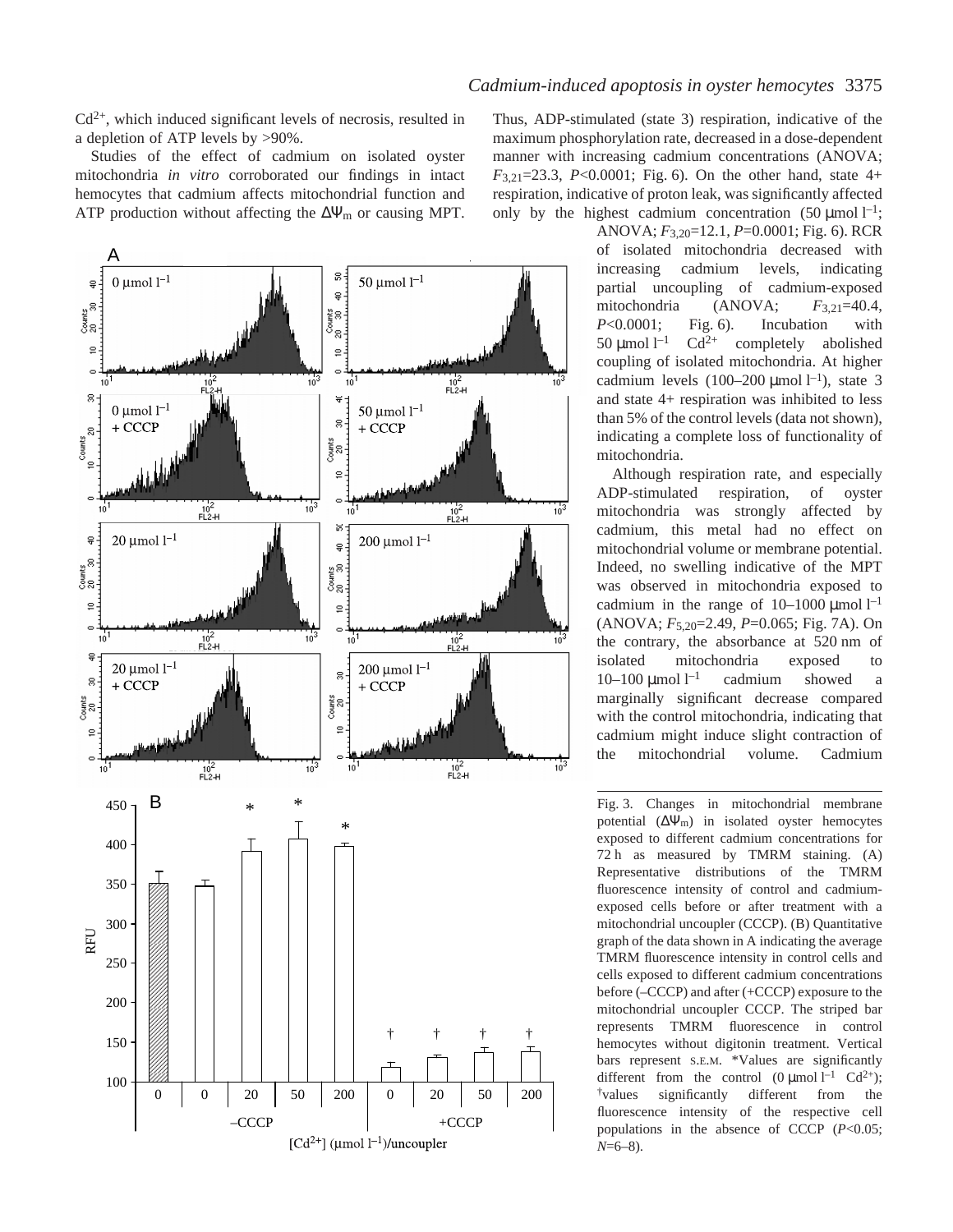$Cd^{2+}$, which induced significant levels of necrosis, resulted in a depletion of ATP levels by >90%.

Studies of the effect of cadmium on isolated oyster mitochondria *in vitro* corroborated our findings in intact hemocytes that cadmium affects mitochondrial function and ATP production without affecting the $\Delta\Psi_m$ or causing MPT. Thus, ADP-stimulated (state 3) respiration, indicative of the maximum phosphorylation rate, decreased in a dose-dependent manner with increasing cadmium concentrations (ANOVA; $F_{3,21}$=23.3, $P$<0.0001; Fig. 6). On the other hand, state 4+ respiration, indicative of proton leak, was significantly affected only by the highest cadmium concentration (50 μmol $l^{-1}$; ANOVA; $F_{3,20}$=12.1, $P$=0.0001; Fig. 6). RCR of isolated mitochondria decreased with increasing cadmium levels, indicating partial uncoupling of cadmium-exposed mitochondria (ANOVA; $F_{3,21}$=40.4, $P$<0.0001; Fig. 6). Incubation with 50 μmol $l^{-1}$ $Cd^{2+}$ completely abolished coupling of isolated mitochondria. At higher cadmium levels (100–200 μmol $l^{-1}$), state 3 and state 4+ respiration was inhibited to less than 5% of the control levels (data not shown), indicating a complete loss of functionality of mitochondria.

Although respiration rate, and especially ADP-stimulated respiration, of oyster mitochondria was strongly affected by cadmium, this metal had no effect on mitochondrial volume or membrane potential. Indeed, no swelling indicative of the MPT was observed in mitochondria exposed to cadmium in the range of 10–1000 μmol $l^{-1}$ (ANOVA; $F_{5,20}$=2.49, $P$=0.065; Fig. 7A). On the contrary, the absorbance at 520 nm of isolated mitochondria exposed to 10–100 μmol $l^{-1}$ cadmium showed a marginally significant decrease compared with the control mitochondria, indicating that cadmium might induce slight contraction of the mitochondrial volume. Cadmium

Fig. 3. Changes in mitochondrial membrane potential ($\Delta\Psi_m$) in isolated oyster hemocytes exposed to different cadmium concentrations for 72 h as measured by TMRM staining. (A) Representative distributions of the TMRM fluorescence intensity of control and cadmium-exposed cells before or after treatment with a mitochondrial uncoupler (CCCP). (B) Quantitative graph of the data shown in A indicating the average TMRM fluorescence intensity in control cells and cells exposed to different cadmium concentrations before (–CCCP) and after (+CCCP) exposure to the mitochondrial uncoupler CCCP. The striped bar represents TMRM fluorescence in control hemocytes without digitonin treatment. Vertical bars represent S.E.M. *Values are significantly different from the control (0 μmol $l^{-1}$ $Cd^{2+}$); †values significantly different from the fluorescence intensity of the respective cell populations in the absence of CCCP ($P$<0.05; $N$=6–8).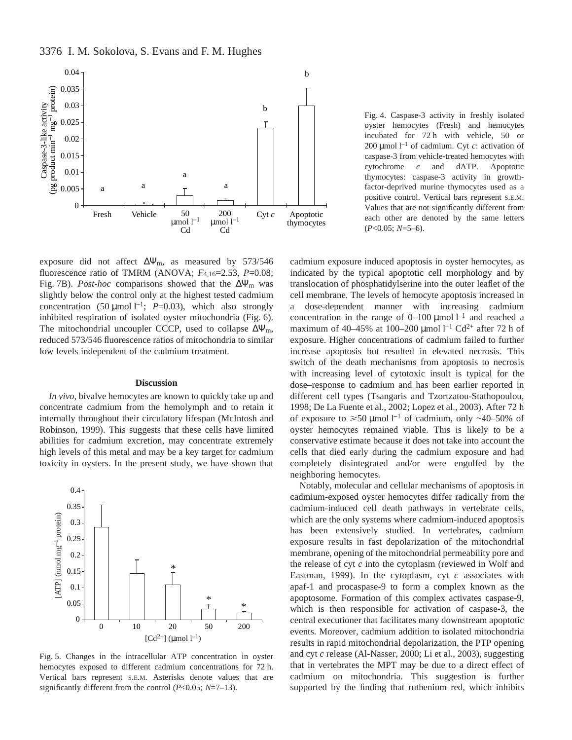Fig. 4. Caspase-3 activity in freshly isolated oyster hemocytes (Fresh) and hemocytes incubated for 72 h with vehicle, 50 or 200 μmol $l^{-1}$ of cadmium. Cyt *c*: activation of caspase-3 from vehicle-treated hemocytes with cytochrome *c* and dATP. Apoptotic thymocytes: caspase-3 activity in growth-factor-deprived murine thymocytes used as a positive control. Vertical bars represent S.E.M. Values that are not significantly different from each other are denoted by the same letters ($P<0.05$; $N=5$–6).

exposure did not affect $\Delta\Psi_m$, as measured by 573/546 fluorescence ratio of TMRM (ANOVA; $F_{4,16}=2.53$, $P=0.08$; Fig. 7B). *Post-hoc* comparisons showed that the $\Delta\Psi_m$ was slightly below the control only at the highest tested cadmium concentration (50 μmol $l^{-1}$; $P=0.03$), which also strongly inhibited respiration of isolated oyster mitochondria (Fig. 6). The mitochondrial uncoupler CCCP, used to collapse $\Delta\Psi_m$, reduced 573/546 fluorescence ratios of mitochondria to similar low levels independent of the cadmium treatment.

## Discussion

*In vivo*, bivalve hemocytes are known to quickly take up and concentrate cadmium from the hemolymph and to retain it internally throughout their circulatory lifespan (McIntosh and Robinson, 1999). This suggests that these cells have limited abilities for cadmium excretion, may concentrate extremely high levels of this metal and may be a key target for cadmium toxicity in oysters. In the present study, we have shown that cadmium exposure induced apoptosis in oyster hemocytes, as indicated by the typical apoptotic cell morphology and by translocation of phosphatidylserine into the outer leaflet of the cell membrane. The levels of hemocyte apoptosis increased in a dose-dependent manner with increasing cadmium concentration in the range of 0–100 μmol $l^{-1}$ and reached a maximum of 40–45% at 100–200 μmol $l^{-1}$ $Cd^{2+}$ after 72 h of exposure. Higher concentrations of cadmium failed to further increase apoptosis but resulted in elevated necrosis. This switch of the death mechanisms from apoptosis to necrosis with increasing level of cytotoxic insult is typical for the dose–response to cadmium and has been earlier reported in different cell types (Tsangaris and Tzortzatou-Stathopoulou, 1998; De La Fuente et al., 2002; Lopez et al., 2003). After 72 h of exposure to ≥50 μmol $l^{-1}$ of cadmium, only ~40–50% of oyster hemocytes remained viable. This is likely to be a conservative estimate because it does not take into account the cells that died early during the cadmium exposure and had completely disintegrated and/or were engulfed by the neighboring hemocytes.

Fig. 5. Changes in the intracellular ATP concentration in oyster hemocytes exposed to different cadmium concentrations for 72 h. Vertical bars represent S.E.M. Asterisks denote values that are significantly different from the control ($P<0.05$; $N=7$–13).

Notably, molecular and cellular mechanisms of apoptosis in cadmium-exposed oyster hemocytes differ radically from the cadmium-induced cell death pathways in vertebrate cells, which are the only systems where cadmium-induced apoptosis has been extensively studied. In vertebrates, cadmium exposure results in fast depolarization of the mitochondrial membrane, opening of the mitochondrial permeability pore and the release of cyt *c* into the cytoplasm (reviewed in Wolf and Eastman, 1999). In the cytoplasm, cyt *c* associates with apaf-1 and procaspase-9 to form a complex known as the apoptosome. Formation of this complex activates caspase-9, which is then responsible for activation of caspase-3, the central executioner that facilitates many downstream apoptotic events. Moreover, cadmium addition to isolated mitochondria results in rapid mitochondrial depolarization, the PTP opening and cyt *c* release (Al-Nasser, 2000; Li et al., 2003), suggesting that in vertebrates the MPT may be due to a direct effect of cadmium on mitochondria. This suggestion is further supported by the finding that ruthenium red, which inhibits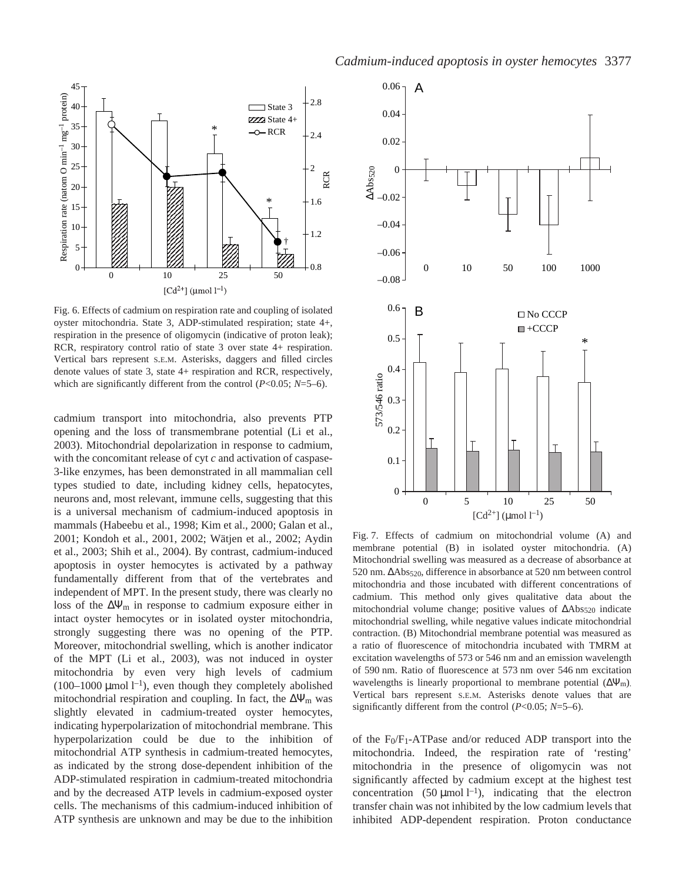Fig. 6. Effects of cadmium on respiration rate and coupling of isolated oyster mitochondria. State 3, ADP-stimulated respiration; state 4+, respiration in the presence of oligomycin (indicative of proton leak); RCR, respiratory control ratio of state 3 over state 4+ respiration. Vertical bars represent S.E.M. Asterisks, daggers and filled circles denote values of state 3, state 4+ respiration and RCR, respectively, which are significantly different from the control ($P<0.05$; $N=5–6$).

Fig. 7. Effects of cadmium on mitochondrial volume (A) and membrane potential (B) in isolated oyster mitochondria. (A) Mitochondrial swelling was measured as a decrease of absorbance at 520 nm. $\Delta Abs_{520}$, difference in absorbance at 520 nm between control mitochondria and those incubated with different concentrations of cadmium. This method only gives qualitative data about the mitochondrial volume change; positive values of $\Delta Abs_{520}$ indicate mitochondrial swelling, while negative values indicate mitochondrial contraction. (B) Mitochondrial membrane potential was measured as a ratio of fluorescence of mitochondria incubated with TMRM at excitation wavelengths of 573 or 546 nm and an emission wavelength of 590 nm. Ratio of fluorescence at 573 nm over 546 nm excitation wavelengths is linearly proportional to membrane potential ($\Delta\Psi_m$). Vertical bars represent S.E.M. Asterisks denote values that are significantly different from the control ($P<0.05$; $N=5–6$).

cadmium transport into mitochondria, also prevents PTP opening and the loss of transmembrane potential (Li et al., 2003). Mitochondrial depolarization in response to cadmium, with the concomitant release of cyt *c* and activation of caspase-3-like enzymes, has been demonstrated in all mammalian cell types studied to date, including kidney cells, hepatocytes, neurons and, most relevant, immune cells, suggesting that this is a universal mechanism of cadmium-induced apoptosis in mammals (Habeebu et al., 1998; Kim et al., 2000; Galan et al., 2001; Kondoh et al., 2001, 2002; Wätjen et al., 2002; Aydin et al., 2003; Shih et al., 2004). By contrast, cadmium-induced apoptosis in oyster hemocytes is activated by a pathway fundamentally different from that of the vertebrates and independent of MPT. In the present study, there was clearly no loss of the $\Delta\Psi_m$ in response to cadmium exposure either in intact oyster hemocytes or in isolated oyster mitochondria, strongly suggesting there was no opening of the PTP. Moreover, mitochondrial swelling, which is another indicator of the MPT (Li et al., 2003), was not induced in oyster mitochondria by even very high levels of cadmium ($100–1000\ \mu mol\ l^{-1}$), even though they completely abolished mitochondrial respiration and coupling. In fact, the $\Delta\Psi_m$ was slightly elevated in cadmium-treated oyster hemocytes, indicating hyperpolarization of mitochondrial membrane. This hyperpolarization could be due to the inhibition of mitochondrial ATP synthesis in cadmium-treated hemocytes, as indicated by the strong dose-dependent inhibition of the ADP-stimulated respiration in cadmium-treated mitochondria and by the decreased ATP levels in cadmium-exposed oyster cells. The mechanisms of this cadmium-induced inhibition of ATP synthesis are unknown and may be due to the inhibition of the $F_0/F_1$-ATPase and/or reduced ADP transport into the mitochondria. Indeed, the respiration rate of 'resting' mitochondria in the presence of oligomycin was not significantly affected by cadmium except at the highest test concentration ($50\ \mu mol\ l^{-1}$), indicating that the electron transfer chain was not inhibited by the low cadmium levels that inhibited ADP-dependent respiration. Proton conductance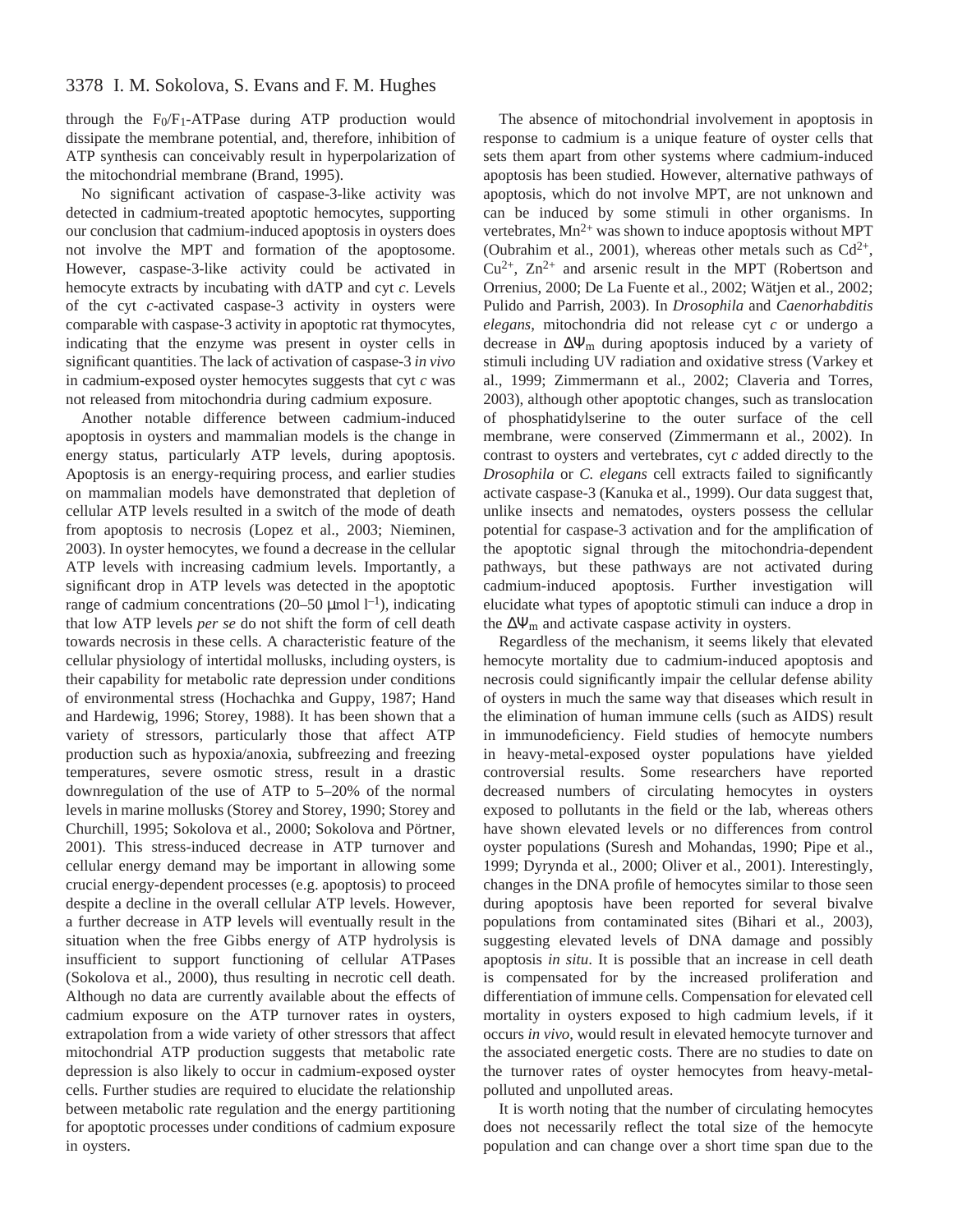through the $F_0/F_1$-ATPase during ATP production would dissipate the membrane potential, and, therefore, inhibition of ATP synthesis can conceivably result in hyperpolarization of the mitochondrial membrane (Brand, 1995).

No significant activation of caspase-3-like activity was detected in cadmium-treated apoptotic hemocytes, supporting our conclusion that cadmium-induced apoptosis in oysters does not involve the MPT and formation of the apoptosome. However, caspase-3-like activity could be activated in hemocyte extracts by incubating with dATP and cyt *c*. Levels of the cyt *c*-activated caspase-3 activity in oysters were comparable with caspase-3 activity in apoptotic rat thymocytes, indicating that the enzyme was present in oyster cells in significant quantities. The lack of activation of caspase-3 *in vivo* in cadmium-exposed oyster hemocytes suggests that cyt *c* was not released from mitochondria during cadmium exposure.

Another notable difference between cadmium-induced apoptosis in oysters and mammalian models is the change in energy status, particularly ATP levels, during apoptosis. Apoptosis is an energy-requiring process, and earlier studies on mammalian models have demonstrated that depletion of cellular ATP levels resulted in a switch of the mode of death from apoptosis to necrosis (Lopez et al., 2003; Nieminen, 2003). In oyster hemocytes, we found a decrease in the cellular ATP levels with increasing cadmium levels. Importantly, a significant drop in ATP levels was detected in the apoptotic range of cadmium concentrations (20–50 $\mu$mol $l^{-1}$), indicating that low ATP levels *per se* do not shift the form of cell death towards necrosis in these cells. A characteristic feature of the cellular physiology of intertidal mollusks, including oysters, is their capability for metabolic rate depression under conditions of environmental stress (Hochachka and Guppy, 1987; Hand and Hardewig, 1996; Storey, 1988). It has been shown that a variety of stressors, particularly those that affect ATP production such as hypoxia/anoxia, subfreezing and freezing temperatures, severe osmotic stress, result in a drastic downregulation of the use of ATP to 5–20% of the normal levels in marine mollusks (Storey and Storey, 1990; Storey and Churchill, 1995; Sokolova et al., 2000; Sokolova and Pörtner, 2001). This stress-induced decrease in ATP turnover and cellular energy demand may be important in allowing some crucial energy-dependent processes (e.g. apoptosis) to proceed despite a decline in the overall cellular ATP levels. However, a further decrease in ATP levels will eventually result in the situation when the free Gibbs energy of ATP hydrolysis is insufficient to support functioning of cellular ATPases (Sokolova et al., 2000), thus resulting in necrotic cell death. Although no data are currently available about the effects of cadmium exposure on the ATP turnover rates in oysters, extrapolation from a wide variety of other stressors that affect mitochondrial ATP production suggests that metabolic rate depression is also likely to occur in cadmium-exposed oyster cells. Further studies are required to elucidate the relationship between metabolic rate regulation and the energy partitioning for apoptotic processes under conditions of cadmium exposure in oysters.

The absence of mitochondrial involvement in apoptosis in response to cadmium is a unique feature of oyster cells that sets them apart from other systems where cadmium-induced apoptosis has been studied. However, alternative pathways of apoptosis, which do not involve MPT, are not unknown and can be induced by some stimuli in other organisms. In vertebrates, $Mn^{2+}$ was shown to induce apoptosis without MPT (Oubrahim et al., 2001), whereas other metals such as $Cd^{2+}$, $Cu^{2+}$, $Zn^{2+}$ and arsenic result in the MPT (Robertson and Orrenius, 2000; De La Fuente et al., 2002; Wätjen et al., 2002; Pulido and Parrish, 2003). In *Drosophila* and *Caenorhabditis elegans*, mitochondria did not release cyt *c* or undergo a decrease in $\Delta\Psi_m$ during apoptosis induced by a variety of stimuli including UV radiation and oxidative stress (Varkey et al., 1999; Zimmermann et al., 2002; Claveria and Torres, 2003), although other apoptotic changes, such as translocation of phosphatidylserine to the outer surface of the cell membrane, were conserved (Zimmermann et al., 2002). In contrast to oysters and vertebrates, cyt *c* added directly to the *Drosophila* or *C. elegans* cell extracts failed to significantly activate caspase-3 (Kanuka et al., 1999). Our data suggest that, unlike insects and nematodes, oysters possess the cellular potential for caspase-3 activation and for the amplification of the apoptotic signal through the mitochondria-dependent pathways, but these pathways are not activated during cadmium-induced apoptosis. Further investigation will elucidate what types of apoptotic stimuli can induce a drop in the $\Delta\Psi_m$ and activate caspase activity in oysters.

Regardless of the mechanism, it seems likely that elevated hemocyte mortality due to cadmium-induced apoptosis and necrosis could significantly impair the cellular defense ability of oysters in much the same way that diseases which result in the elimination of human immune cells (such as AIDS) result in immunodeficiency. Field studies of hemocyte numbers in heavy-metal-exposed oyster populations have yielded controversial results. Some researchers have reported decreased numbers of circulating hemocytes in oysters exposed to pollutants in the field or the lab, whereas others have shown elevated levels or no differences from control oyster populations (Suresh and Mohandas, 1990; Pipe et al., 1999; Dyrynda et al., 2000; Oliver et al., 2001). Interestingly, changes in the DNA profile of hemocytes similar to those seen during apoptosis have been reported for several bivalve populations from contaminated sites (Bihari et al., 2003), suggesting elevated levels of DNA damage and possibly apoptosis *in situ*. It is possible that an increase in cell death is compensated for by the increased proliferation and differentiation of immune cells. Compensation for elevated cell mortality in oysters exposed to high cadmium levels, if it occurs *in vivo*, would result in elevated hemocyte turnover and the associated energetic costs. There are no studies to date on the turnover rates of oyster hemocytes from heavy-metal-polluted and unpolluted areas.

It is worth noting that the number of circulating hemocytes does not necessarily reflect the total size of the hemocyte population and can change over a short time span due to the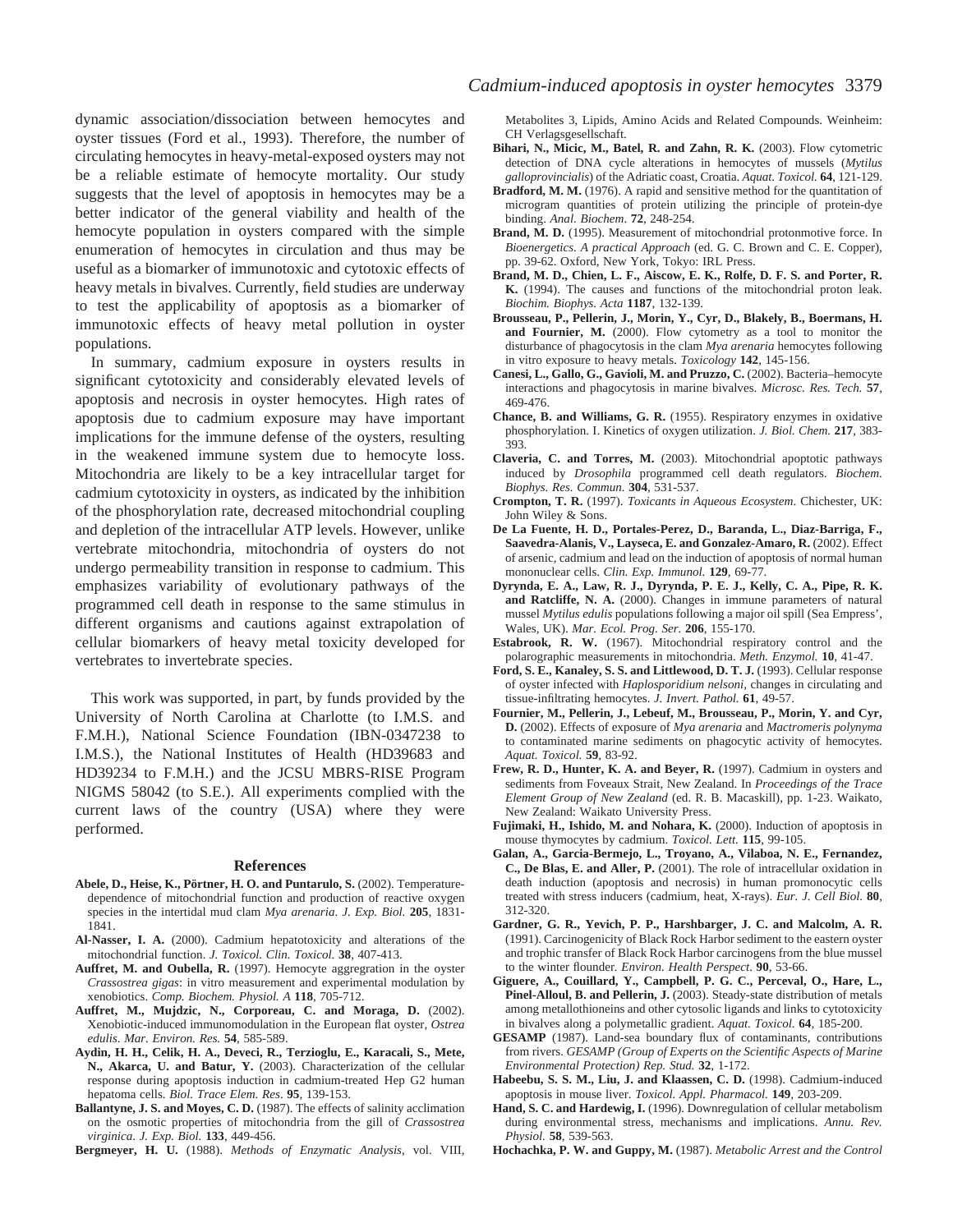dynamic association/dissociation between hemocytes and oyster tissues (Ford et al., 1993). Therefore, the number of circulating hemocytes in heavy-metal-exposed oysters may not be a reliable estimate of hemocyte mortality. Our study suggests that the level of apoptosis in hemocytes may be a better indicator of the general viability and health of the hemocyte population in oysters compared with the simple enumeration of hemocytes in circulation and thus may be useful as a biomarker of immunotoxic and cytotoxic effects of heavy metals in bivalves. Currently, field studies are underway to test the applicability of apoptosis as a biomarker of immunotoxic effects of heavy metal pollution in oyster populations.

In summary, cadmium exposure in oysters results in significant cytotoxicity and considerably elevated levels of apoptosis and necrosis in oyster hemocytes. High rates of apoptosis due to cadmium exposure may have important implications for the immune defense of the oysters, resulting in the weakened immune system due to hemocyte loss. Mitochondria are likely to be a key intracellular target for cadmium cytotoxicity in oysters, as indicated by the inhibition of the phosphorylation rate, decreased mitochondrial coupling and depletion of the intracellular ATP levels. However, unlike vertebrate mitochondria, mitochondria of oysters do not undergo permeability transition in response to cadmium. This emphasizes variability of evolutionary pathways of the programmed cell death in response to the same stimulus in different organisms and cautions against extrapolation of cellular biomarkers of heavy metal toxicity developed for vertebrates to invertebrate species.

This work was supported, in part, by funds provided by the University of North Carolina at Charlotte (to I.M.S. and F.M.H.), National Science Foundation (IBN-0347238 to I.M.S.), the National Institutes of Health (HD39683 and HD39234 to F.M.H.) and the JCSU MBRS-RISE Program NIGMS 58042 (to S.E.). All experiments complied with the current laws of the country (USA) where they were performed.

## References

**Abele, D., Heise, K., Pörtner, H. O. and Puntarulo, S.** (2002). Temperature-dependence of mitochondrial function and production of reactive oxygen species in the intertidal mud clam *Mya arenaria*. *J. Exp. Biol.* **205**, 1831-1841.

**Al-Nasser, I. A.** (2000). Cadmium hepatotoxicity and alterations of the mitochondrial function. *J. Toxicol. Clin. Toxicol.* **38**, 407-413.

**Auffret, M. and Oubella, R.** (1997). Hemocyte aggregration in the oyster *Crassostrea gigas*: in vitro measurement and experimental modulation by xenobiotics. *Comp. Biochem. Physiol. A* **118**, 705-712.

**Auffret, M., Mujdzic, N., Corporeau, C. and Moraga, D.** (2002). Xenobiotic-induced immunomodulation in the European flat oyster, *Ostrea edulis*. *Mar. Environ. Res.* **54**, 585-589.

**Aydin, H. H., Celik, H. A., Deveci, R., Terzioglu, E., Karacali, S., Mete, N., Akarca, U. and Batur, Y.** (2003). Characterization of the cellular response during apoptosis induction in cadmium-treated Hep G2 human hepatoma cells. *Biol. Trace Elem. Res.* **95**, 139-153.

**Ballantyne, J. S. and Moyes, C. D.** (1987). The effects of salinity acclimation on the osmotic properties of mitochondria from the gill of *Crassostrea virginica*. *J. Exp. Biol.* **133**, 449-456.

**Bergmeyer, H. U.** (1988). *Methods of Enzymatic Analysis*, vol. VIII, Metabolites 3, Lipids, Amino Acids and Related Compounds. Weinheim: CH Verlagsgesellschaft.

**Bihari, N., Micic, M., Batel, R. and Zahn, R. K.** (2003). Flow cytometric detection of DNA cycle alterations in hemocytes of mussels (*Mytilus galloprovincialis*) of the Adriatic coast, Croatia. *Aquat. Toxicol.* **64**, 121-129.

**Bradford, M. M.** (1976). A rapid and sensitive method for the quantitation of microgram quantities of protein utilizing the principle of protein-dye binding. *Anal. Biochem.* **72**, 248-254.

**Brand, M. D.** (1995). Measurement of mitochondrial protonmotive force. In *Bioenergetics. A practical Approach* (ed. G. C. Brown and C. E. Copper), pp. 39-62. Oxford, New York, Tokyo: IRL Press.

**Brand, M. D., Chien, L. F., Aiscow, E. K., Rolfe, D. F. S. and Porter, R. K.** (1994). The causes and functions of the mitochondrial proton leak. *Biochim. Biophys. Acta* **1187**, 132-139.

**Brousseau, P., Pellerin, J., Morin, Y., Cyr, D., Blakely, B., Boermans, H. and Fournier, M.** (2000). Flow cytometry as a tool to monitor the disturbance of phagocytosis in the clam *Mya arenaria* hemocytes following in vitro exposure to heavy metals. *Toxicology* **142**, 145-156.

**Canesi, L., Gallo, G., Gavioli, M. and Pruzzo, C.** (2002). Bacteria–hemocyte interactions and phagocytosis in marine bivalves. *Microsc. Res. Tech.* **57**, 469-476.

**Chance, B. and Williams, G. R.** (1955). Respiratory enzymes in oxidative phosphorylation. I. Kinetics of oxygen utilization. *J. Biol. Chem.* **217**, 383-393.

**Claveria, C. and Torres, M.** (2003). Mitochondrial apoptotic pathways induced by *Drosophila* programmed cell death regulators. *Biochem. Biophys. Res. Commun.* **304**, 531-537.

**Crompton, T. R.** (1997). *Toxicants in Aqueous Ecosystem*. Chichester, UK: John Wiley & Sons.

**De La Fuente, H. D., Portales-Perez, D., Baranda, L., Diaz-Barriga, F., Saavedra-Alanis, V., Layseca, E. and Gonzalez-Amaro, R.** (2002). Effect of arsenic, cadmium and lead on the induction of apoptosis of normal human mononuclear cells. *Clin. Exp. Immunol.* **129**, 69-77.

**Dyrynda, E. A., Law, R. J., Dyrynda, P. E. J., Kelly, C. A., Pipe, R. K. and Ratcliffe, N. A.** (2000). Changes in immune parameters of natural mussel *Mytilus edulis* populations following a major oil spill (Sea Empress', Wales, UK). *Mar. Ecol. Prog. Ser.* **206**, 155-170.

**Estabrook, R. W.** (1967). Mitochondrial respiratory control and the polarographic measurements in mitochondria. *Meth. Enzymol.* **10**, 41-47.

**Ford, S. E., Kanaley, S. S. and Littlewood, D. T. J.** (1993). Cellular response of oyster infected with *Haplosporidium nelsoni*, changes in circulating and tissue-infiltrating hemocytes. *J. Invert. Pathol.* **61**, 49-57.

**Fournier, M., Pellerin, J., Lebeuf, M., Brousseau, P., Morin, Y. and Cyr, D.** (2002). Effects of exposure of *Mya arenaria* and *Mactromeris polynyma* to contaminated marine sediments on phagocytic activity of hemocytes. *Aquat. Toxicol.* **59**, 83-92.

**Frew, R. D., Hunter, K. A. and Beyer, R.** (1997). Cadmium in oysters and sediments from Foveaux Strait, New Zealand. In *Proceedings of the Trace Element Group of New Zealand* (ed. R. B. Macaskill), pp. 1-23. Waikato, New Zealand: Waikato University Press.

**Fujimaki, H., Ishido, M. and Nohara, K.** (2000). Induction of apoptosis in mouse thymocytes by cadmium. *Toxicol. Lett.* **115**, 99-105.

**Galan, A., Garcia-Bermejo, L., Troyano, A., Vilaboa, N. E., Fernandez, C., De Blas, E. and Aller, P.** (2001). The role of intracellular oxidation in death induction (apoptosis and necrosis) in human promonocytic cells treated with stress inducers (cadmium, heat, X-rays). *Eur. J. Cell Biol.* **80**, 312-320.

**Gardner, G. R., Yevich, P. P., Harshbarger, J. C. and Malcolm, A. R.** (1991). Carcinogenicity of Black Rock Harbor sediment to the eastern oyster and trophic transfer of Black Rock Harbor carcinogens from the blue mussel to the winter flounder. *Environ. Health Perspect.* **90**, 53-66.

**Giguere, A., Couillard, Y., Campbell, P. G. C., Perceval, O., Hare, L., Pinel-Alloul, B. and Pellerin, J.** (2003). Steady-state distribution of metals among metallothioneins and other cytosolic ligands and links to cytotoxicity in bivalves along a polymetallic gradient. *Aquat. Toxicol.* **64**, 185-200.

**GESAMP** (1987). Land-sea boundary flux of contaminants, contributions from rivers. *GESAMP (Group of Experts on the Scientific Aspects of Marine Environmental Protection) Rep. Stud.* **32**, 1-172.

**Habeebu, S. S. M., Liu, J. and Klaassen, C. D.** (1998). Cadmium-induced apoptosis in mouse liver. *Toxicol. Appl. Pharmacol.* **149**, 203-209.

**Hand, S. C. and Hardewig, I.** (1996). Downregulation of cellular metabolism during environmental stress, mechanisms and implications. *Annu. Rev. Physiol.* **58**, 539-563.

**Hochachka, P. W. and Guppy, M.** (1987). *Metabolic Arrest and the Control*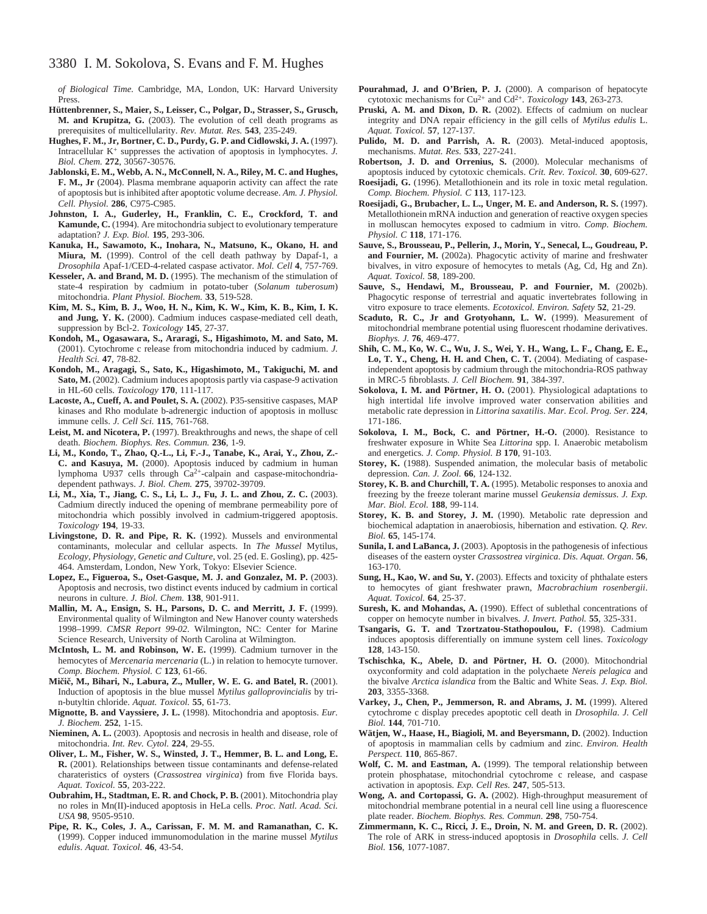*of Biological Time.* Cambridge, MA, London, UK: Harvard University Press.

**Hüttenbrenner, S., Maier, S., Leisser, C., Polgar, D., Strasser, S., Grusch, M. and Krupitza, G.** (2003). The evolution of cell death programs as prerequisites of multicellularity. *Rev. Mutat. Res.* **543**, 235-249.

**Hughes, F. M., Jr, Bortner, C. D., Purdy, G. P. and Cidlowski, J. A.** (1997). Intracellular $K^+$ suppresses the activation of apoptosis in lymphocytes. *J. Biol. Chem.* **272**, 30567-30576.

**Jablonski, E. M., Webb, A. N., McConnell, N. A., Riley, M. C. and Hughes, F. M., Jr** (2004). Plasma membrane aquaporin activity can affect the rate of apoptosis but is inhibited after apoptotic volume decrease. *Am. J. Physiol. Cell. Physiol.* **286**, C975-C985.

**Johnston, I. A., Guderley, H., Franklin, C. E., Crockford, T. and Kamunde, C.** (1994). Are mitochondria subject to evolutionary temperature adaptation? *J. Exp. Biol.* **195**, 293-306.

**Kanuka, H., Sawamoto, K., Inohara, N., Matsuno, K., Okano, H. and Miura, M.** (1999). Control of the cell death pathway by Dapaf-1, a *Drosophila* Apaf-1/CED-4-related caspase activator. *Mol. Cell* **4**, 757-769.

**Kesseler, A. and Brand, M. D.** (1995). The mechanism of the stimulation of state-4 respiration by cadmium in potato-tuber (*Solanum tuberosum*) mitochondria. *Plant Physiol. Biochem.* **33**, 519-528.

**Kim, M. S., Kim, B. J., Woo, H. N., Kim, K. W., Kim, K. B., Kim, I. K. and Jung, Y. K.** (2000). Cadmium induces caspase-mediated cell death, suppression by Bcl-2. *Toxicology* **145**, 27-37.

**Kondoh, M., Ogasawara, S., Araragi, S., Higashimoto, M. and Sato, M.** (2001). Cytochrome c release from mitochondria induced by cadmium. *J. Health Sci.* **47**, 78-82.

**Kondoh, M., Aragagi, S., Sato, K., Higashimoto, M., Takiguchi, M. and Sato, M.** (2002). Cadmium induces apoptosis partly via caspase-9 activation in HL-60 cells. *Toxicology* **170**, 111-117.

**Lacoste, A., Cueff, A. and Poulet, S. A.** (2002). P35-sensitive caspases, MAP kinases and Rho modulate b-adrenergic induction of apoptosis in mollusc immune cells. *J. Cell Sci.* **115**, 761-768.

**Leist, M. and Nicotera, P.** (1997). Breakthroughs and news, the shape of cell death. *Biochem. Biophys. Res. Commun.* **236**, 1-9.

**Li, M., Kondo, T., Zhao, Q.-L., Li, F.-J., Tanabe, K., Arai, Y., Zhou, Z.-C. and Kasuya, M.** (2000). Apoptosis induced by cadmium in human lymphoma U937 cells through $Ca^{2+}$-calpain and caspase-mitochondria-dependent pathways. *J. Biol. Chem.* **275**, 39702-39709.

**Li, M., Xia, T., Jiang, C. S., Li, L. J., Fu, J. L. and Zhou, Z. C.** (2003). Cadmium directly induced the opening of membrane permeability pore of mitochondria which possibly involved in cadmium-triggered apoptosis. *Toxicology* **194**, 19-33.

**Livingstone, D. R. and Pipe, R. K.** (1992). Mussels and environmental contaminants, molecular and cellular aspects. In *The Mussel* Mytilus*, Ecology, Physiology, Genetic and Culture*, vol. 25 (ed. E. Gosling), pp. 425-464. Amsterdam, London, New York, Tokyo: Elsevier Science.

**Lopez, E., Figueroa, S., Oset-Gasque, M. J. and Gonzalez, M. P.** (2003). Apoptosis and necrosis, two distinct events induced by cadmium in cortical neurons in culture. *J. Biol. Chem.* **138**, 901-911.

**Mallin, M. A., Ensign, S. H., Parsons, D. C. and Merritt, J. F.** (1999). Environmental quality of Wilmington and New Hanover county watersheds 1998–1999. *CMSR Report 99-02.* Wilmington, NC: Center for Marine Science Research, University of North Carolina at Wilmington.

**McIntosh, L. M. and Robinson, W. E.** (1999). Cadmium turnover in the hemocytes of *Mercenaria mercenaria* (L.) in relation to hemocyte turnover. *Comp. Biochem. Physiol. C* **123**, 61-66.

**Mičič, M., Bihari, N., Labura, Z., Muller, W. E. G. and Batel, R.** (2001). Induction of apoptosis in the blue mussel *Mytilus galloprovincialis* by tri-n-butyltin chloride. *Aquat. Toxicol.* **55**, 61-73.

**Mignotte, B. and Vayssiere, J. L.** (1998). Mitochondria and apoptosis. *Eur. J. Biochem.* **252**, 1-15.

**Nieminen, A. L.** (2003). Apoptosis and necrosis in health and disease, role of mitochondria. *Int. Rev. Cytol.* **224**, 29-55.

**Oliver, L. M., Fisher, W. S., Winsted, J. T., Hemmer, B. L. and Long, E. R.** (2001). Relationships between tissue contaminants and defense-related charateristics of oysters (*Crassostrea virginica*) from five Florida bays. *Aquat. Toxicol.* **55**, 203-222.

**Oubrahim, H., Stadtman, E. R. and Chock, P. B.** (2001). Mitochondria play no roles in Mn(II)-induced apoptosis in HeLa cells. *Proc. Natl. Acad. Sci. USA* **98**, 9505-9510.

**Pipe, R. K., Coles, J. A., Carissan, F. M. M. and Ramanathan, C. K.** (1999). Copper induced immunomodulation in the marine mussel *Mytilus edulis*. *Aquat. Toxicol.* **46**, 43-54.

**Pourahmad, J. and O'Brien, P. J.** (2000). A comparison of hepatocyte cytotoxic mechanisms for $Cu^{2+}$ and $Cd^{2+}$. *Toxicology* **143**, 263-273.

**Pruski, A. M. and Dixon, D. R.** (2002). Effects of cadmium on nuclear integrity and DNA repair efficiency in the gill cells of *Mytilus edulis* L. *Aquat. Toxicol.* **57**, 127-137.

**Pulido, M. D. and Parrish, A. R.** (2003). Metal-induced apoptosis, mechanisms. *Mutat. Res.* **533**, 227-241.

**Robertson, J. D. and Orrenius, S.** (2000). Molecular mechanisms of apoptosis induced by cytotoxic chemicals. *Crit. Rev. Toxicol.* **30**, 609-627.

**Roesijadi, G.** (1996). Metallothionein and its role in toxic metal regulation. *Comp. Biochem. Physiol. C* **113**, 117-123.

**Roesijadi, G., Brubacher, L. L., Unger, M. E. and Anderson, R. S.** (1997). Metallothionein mRNA induction and generation of reactive oxygen species in molluscan hemocytes exposed to cadmium in vitro. *Comp. Biochem. Physiol. C* **118**, 171-176.

**Sauve, S., Brousseau, P., Pellerin, J., Morin, Y., Senecal, L., Goudreau, P. and Fournier, M.** (2002a). Phagocytic activity of marine and freshwater bivalves, in vitro exposure of hemocytes to metals (Ag, Cd, Hg and Zn). *Aquat. Toxicol.* **58**, 189-200.

**Sauve, S., Hendawi, M., Brousseau, P. and Fournier, M.** (2002b). Phagocytic response of terrestrial and aquatic invertebrates following in vitro exposure to trace elements. *Ecotoxicol. Environ. Safety* **52**, 21-29.

**Scaduto, R. C., Jr and Grotyohann, L. W.** (1999). Measurement of mitochondrial membrane potential using fluorescent rhodamine derivatives. *Biophys. J.* **76**, 469-477.

**Shih, C. M., Ko, W. C., Wu, J. S., Wei, Y. H., Wang, L. F., Chang, E. E., Lo, T. Y., Cheng, H. H. and Chen, C. T.** (2004). Mediating of caspase-independent apoptosis by cadmium through the mitochondria-ROS pathway in MRC-5 fibroblasts. *J. Cell Biochem.* **91**, 384-397.

**Sokolova, I. M. and Pörtner, H. O.** (2001). Physiological adaptations to high intertidal life involve improved water conservation abilities and metabolic rate depression in *Littorina saxatilis*. *Mar. Ecol. Prog. Ser.* **224**, 171-186.

**Sokolova, I. M., Bock, C. and Pörtner, H.-O.** (2000). Resistance to freshwater exposure in White Sea *Littorina* spp. I. Anaerobic metabolism and energetics. *J. Comp. Physiol. B* **170**, 91-103.

**Storey, K.** (1988). Suspended animation, the molecular basis of metabolic depression. *Can. J. Zool.* **66**, 124-132.

**Storey, K. B. and Churchill, T. A.** (1995). Metabolic responses to anoxia and freezing by the freeze tolerant marine mussel *Geukensia demissus*. *J. Exp. Mar. Biol. Ecol.* **188**, 99-114.

**Storey, K. B. and Storey, J. M.** (1990). Metabolic rate depression and biochemical adaptation in anaerobiosis, hibernation and estivation. *Q. Rev. Biol.* **65**, 145-174.

**Sunila, I. and LaBanca, J.** (2003). Apoptosis in the pathogenesis of infectious diseases of the eastern oyster *Crassostrea virginica*. *Dis. Aquat. Organ.* **56**, 163-170.

**Sung, H., Kao, W. and Su, Y.** (2003). Effects and toxicity of phthalate esters to hemocytes of giant freshwater prawn, *Macrobrachium rosenbergii*. *Aquat. Toxicol.* **64**, 25-37.

**Suresh, K. and Mohandas, A.** (1990). Effect of sublethal concentrations of copper on hemocyte number in bivalves. *J. Invert. Pathol.* **55**, 325-331.

**Tsangaris, G. T. and Tzortzatou-Stathopoulou, F.** (1998). Cadmium induces apoptosis differentially on immune system cell lines. *Toxicology* **128**, 143-150.

**Tschischka, K., Abele, D. and Pörtner, H. O.** (2000). Mitochondrial oxyconformity and cold adaptation in the polychaete *Nereis pelagica* and the bivalve *Arctica islandica* from the Baltic and White Seas. *J. Exp. Biol.* **203**, 3355-3368.

**Varkey, J., Chen, P., Jemmerson, R. and Abrams, J. M.** (1999). Altered cytochrome c display precedes apoptotic cell death in *Drosophila*. *J. Cell Biol.* **144**, 701-710.

**Wätjen, W., Haase, H., Biagioli, M. and Beyersmann, D.** (2002). Induction of apoptosis in mammalian cells by cadmium and zinc. *Environ. Health Perspect.* **110**, 865-867.

**Wolf, C. M. and Eastman, A.** (1999). The temporal relationship between protein phosphatase, mitochondrial cytochrome c release, and caspase activation in apoptosis. *Exp. Cell Res.* **247**, 505-513.

**Wong, A. and Cortopassi, G. A.** (2002). High-throughput measurement of mitochondrial membrane potential in a neural cell line using a fluorescence plate reader. *Biochem. Biophys. Res. Commun.* **298**, 750-754.

**Zimmermann, K. C., Ricci, J. E., Droin, N. M. and Green, D. R.** (2002). The role of ARK in stress-induced apoptosis in *Drosophila* cells. *J. Cell Biol.* **156**, 1077-1087.